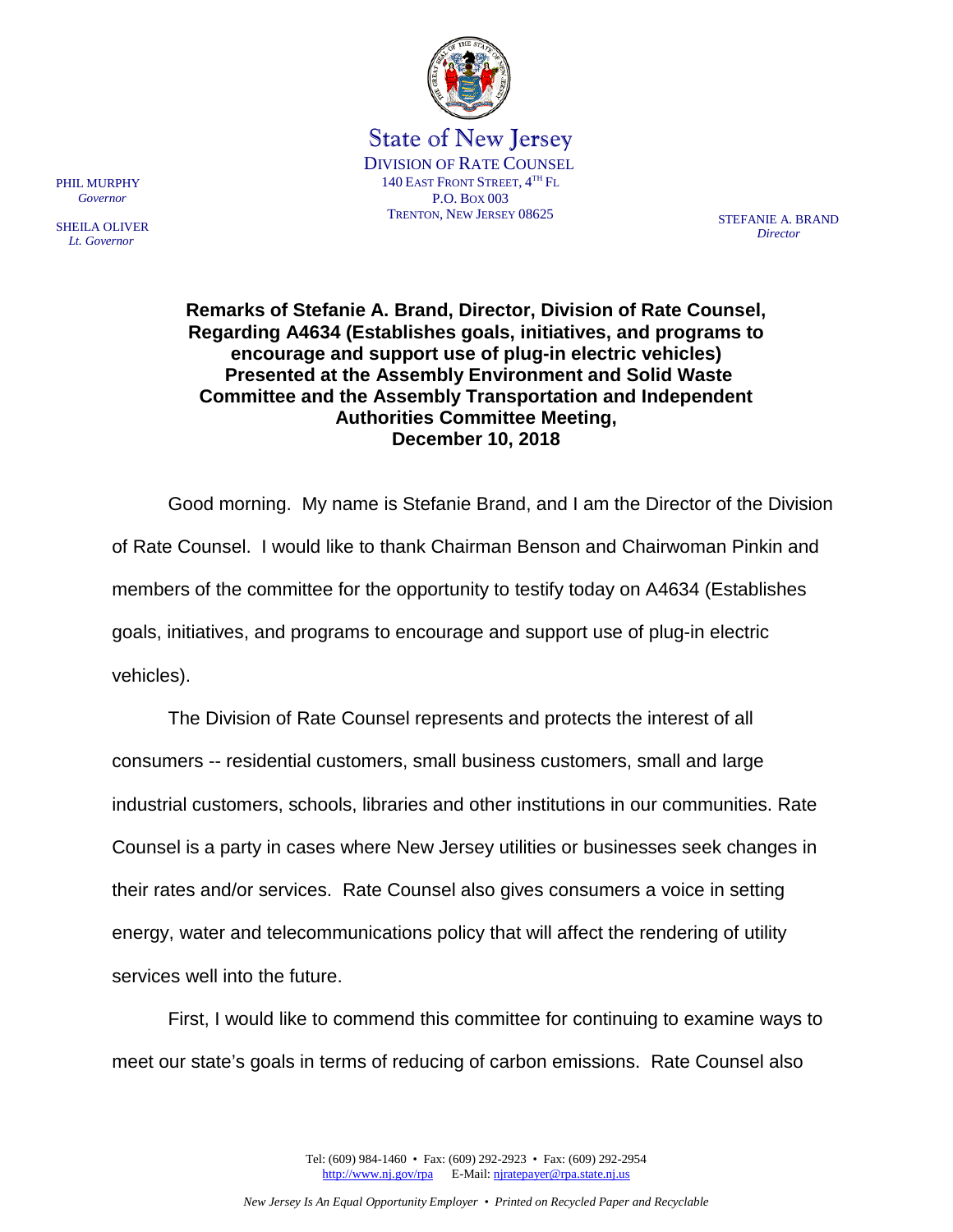State of New Jersey
DIVISION OF RATE COUNSEL
140 EAST FRONT STREET, 4TH FL
P.O. BOX 003
TRENTON, NEW JERSEY 08625

PHIL MURPHY
*Governor*

SHEILA OLIVER
*Lt. Governor*

STEFANIE A. BRAND
*Director*

**Remarks of Stefanie A. Brand, Director, Division of Rate Counsel, Regarding A4634 (Establishes goals, initiatives, and programs to encourage and support use of plug-in electric vehicles) Presented at the Assembly Environment and Solid Waste Committee and the Assembly Transportation and Independent Authorities Committee Meeting, December 10, 2018**

Good morning. My name is Stefanie Brand, and I am the Director of the Division of Rate Counsel. I would like to thank Chairman Benson and Chairwoman Pinkin and members of the committee for the opportunity to testify today on A4634 (Establishes goals, initiatives, and programs to encourage and support use of plug-in electric vehicles).

The Division of Rate Counsel represents and protects the interest of all consumers -- residential customers, small business customers, small and large industrial customers, schools, libraries and other institutions in our communities. Rate Counsel is a party in cases where New Jersey utilities or businesses seek changes in their rates and/or services. Rate Counsel also gives consumers a voice in setting energy, water and telecommunications policy that will affect the rendering of utility services well into the future.

First, I would like to commend this committee for continuing to examine ways to meet our state's goals in terms of reducing of carbon emissions. Rate Counsel also

Tel: (609) 984-1460 • Fax: (609) 292-2923 • Fax: (609) 292-2954
http://www.nj.gov/rpa E-Mail: njratepayer@rpa.state.nj.us

*New Jersey Is An Equal Opportunity Employer • Printed on Recycled Paper and Recyclable*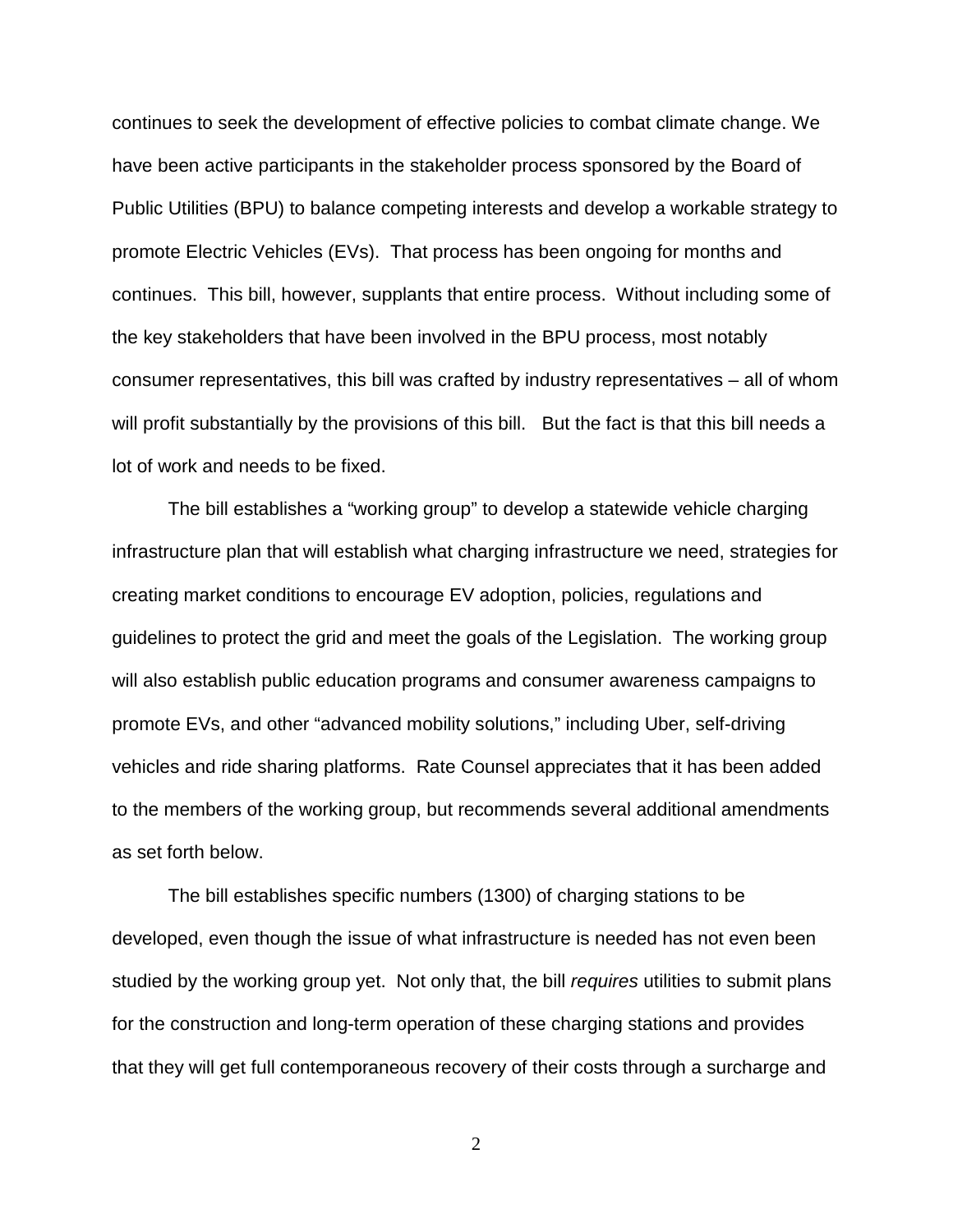continues to seek the development of effective policies to combat climate change. We have been active participants in the stakeholder process sponsored by the Board of Public Utilities (BPU) to balance competing interests and develop a workable strategy to promote Electric Vehicles (EVs). That process has been ongoing for months and continues. This bill, however, supplants that entire process. Without including some of the key stakeholders that have been involved in the BPU process, most notably consumer representatives, this bill was crafted by industry representatives – all of whom will profit substantially by the provisions of this bill. But the fact is that this bill needs a lot of work and needs to be fixed.

The bill establishes a "working group" to develop a statewide vehicle charging infrastructure plan that will establish what charging infrastructure we need, strategies for creating market conditions to encourage EV adoption, policies, regulations and guidelines to protect the grid and meet the goals of the Legislation. The working group will also establish public education programs and consumer awareness campaigns to promote EVs, and other "advanced mobility solutions," including Uber, self-driving vehicles and ride sharing platforms. Rate Counsel appreciates that it has been added to the members of the working group, but recommends several additional amendments as set forth below.

The bill establishes specific numbers (1300) of charging stations to be developed, even though the issue of what infrastructure is needed has not even been studied by the working group yet. Not only that, the bill *requires* utilities to submit plans for the construction and long-term operation of these charging stations and provides that they will get full contemporaneous recovery of their costs through a surcharge and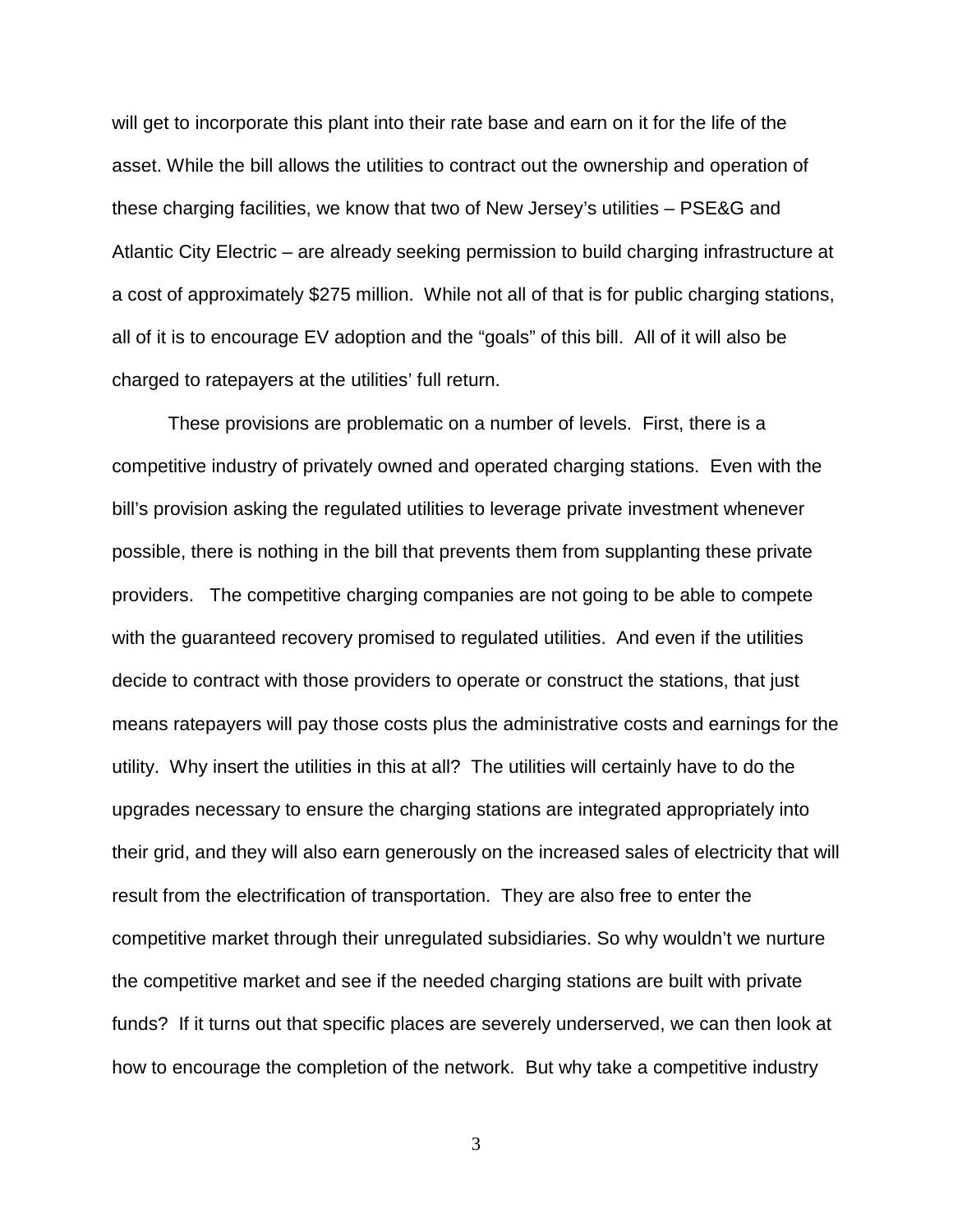will get to incorporate this plant into their rate base and earn on it for the life of the asset. While the bill allows the utilities to contract out the ownership and operation of these charging facilities, we know that two of New Jersey's utilities – PSE&G and Atlantic City Electric – are already seeking permission to build charging infrastructure at a cost of approximately $275 million. While not all of that is for public charging stations, all of it is to encourage EV adoption and the "goals" of this bill. All of it will also be charged to ratepayers at the utilities' full return.

These provisions are problematic on a number of levels. First, there is a competitive industry of privately owned and operated charging stations. Even with the bill's provision asking the regulated utilities to leverage private investment whenever possible, there is nothing in the bill that prevents them from supplanting these private providers. The competitive charging companies are not going to be able to compete with the guaranteed recovery promised to regulated utilities. And even if the utilities decide to contract with those providers to operate or construct the stations, that just means ratepayers will pay those costs plus the administrative costs and earnings for the utility. Why insert the utilities in this at all? The utilities will certainly have to do the upgrades necessary to ensure the charging stations are integrated appropriately into their grid, and they will also earn generously on the increased sales of electricity that will result from the electrification of transportation. They are also free to enter the competitive market through their unregulated subsidiaries. So why wouldn't we nurture the competitive market and see if the needed charging stations are built with private funds? If it turns out that specific places are severely underserved, we can then look at how to encourage the completion of the network. But why take a competitive industry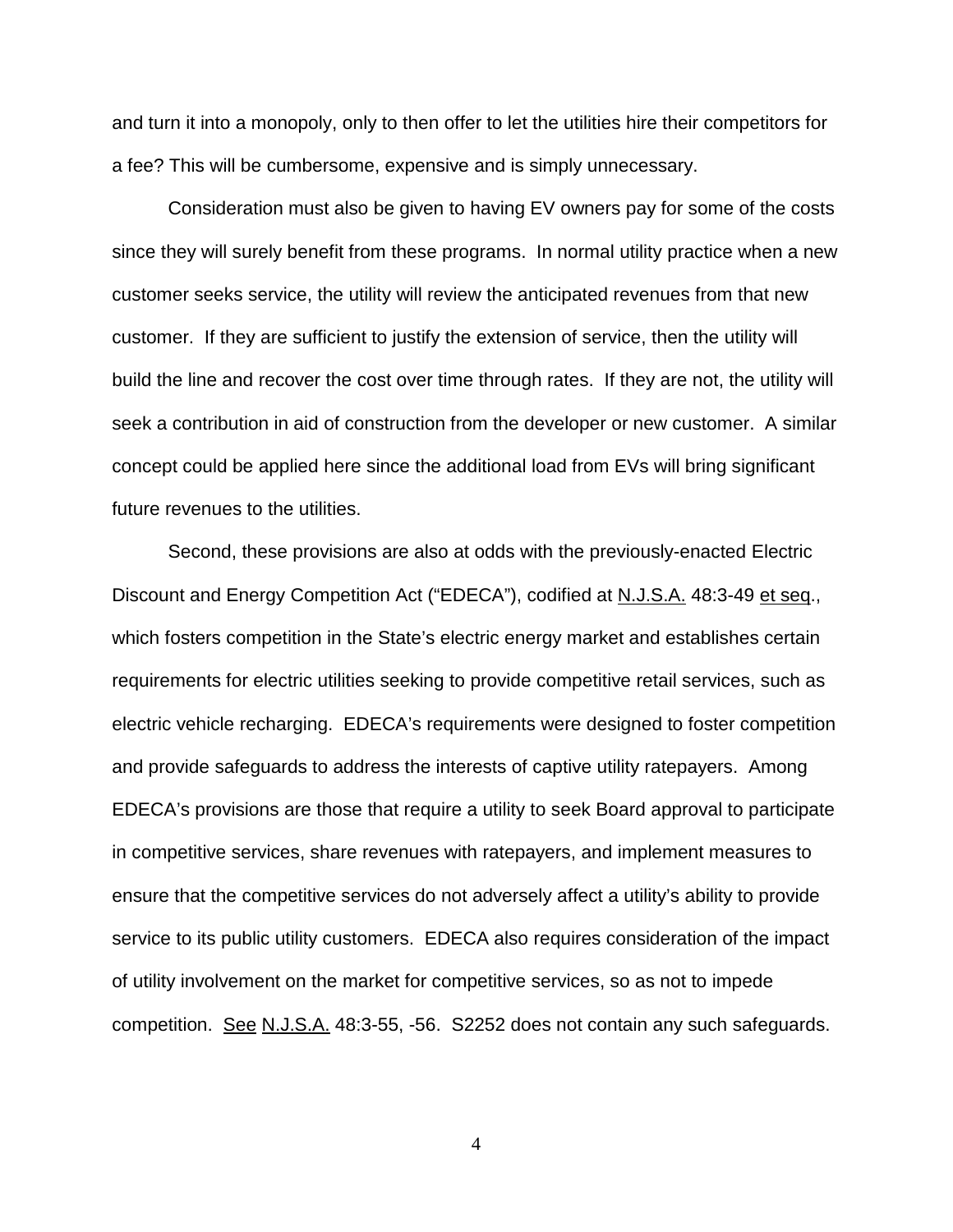and turn it into a monopoly, only to then offer to let the utilities hire their competitors for a fee? This will be cumbersome, expensive and is simply unnecessary.

Consideration must also be given to having EV owners pay for some of the costs since they will surely benefit from these programs. In normal utility practice when a new customer seeks service, the utility will review the anticipated revenues from that new customer. If they are sufficient to justify the extension of service, then the utility will build the line and recover the cost over time through rates. If they are not, the utility will seek a contribution in aid of construction from the developer or new customer. A similar concept could be applied here since the additional load from EVs will bring significant future revenues to the utilities.

Second, these provisions are also at odds with the previously-enacted Electric Discount and Energy Competition Act ("EDECA"), codified at N.J.S.A. 48:3-49 et seq., which fosters competition in the State's electric energy market and establishes certain requirements for electric utilities seeking to provide competitive retail services, such as electric vehicle recharging. EDECA's requirements were designed to foster competition and provide safeguards to address the interests of captive utility ratepayers. Among EDECA's provisions are those that require a utility to seek Board approval to participate in competitive services, share revenues with ratepayers, and implement measures to ensure that the competitive services do not adversely affect a utility's ability to provide service to its public utility customers. EDECA also requires consideration of the impact of utility involvement on the market for competitive services, so as not to impede competition. See N.J.S.A. 48:3-55, -56. S2252 does not contain any such safeguards.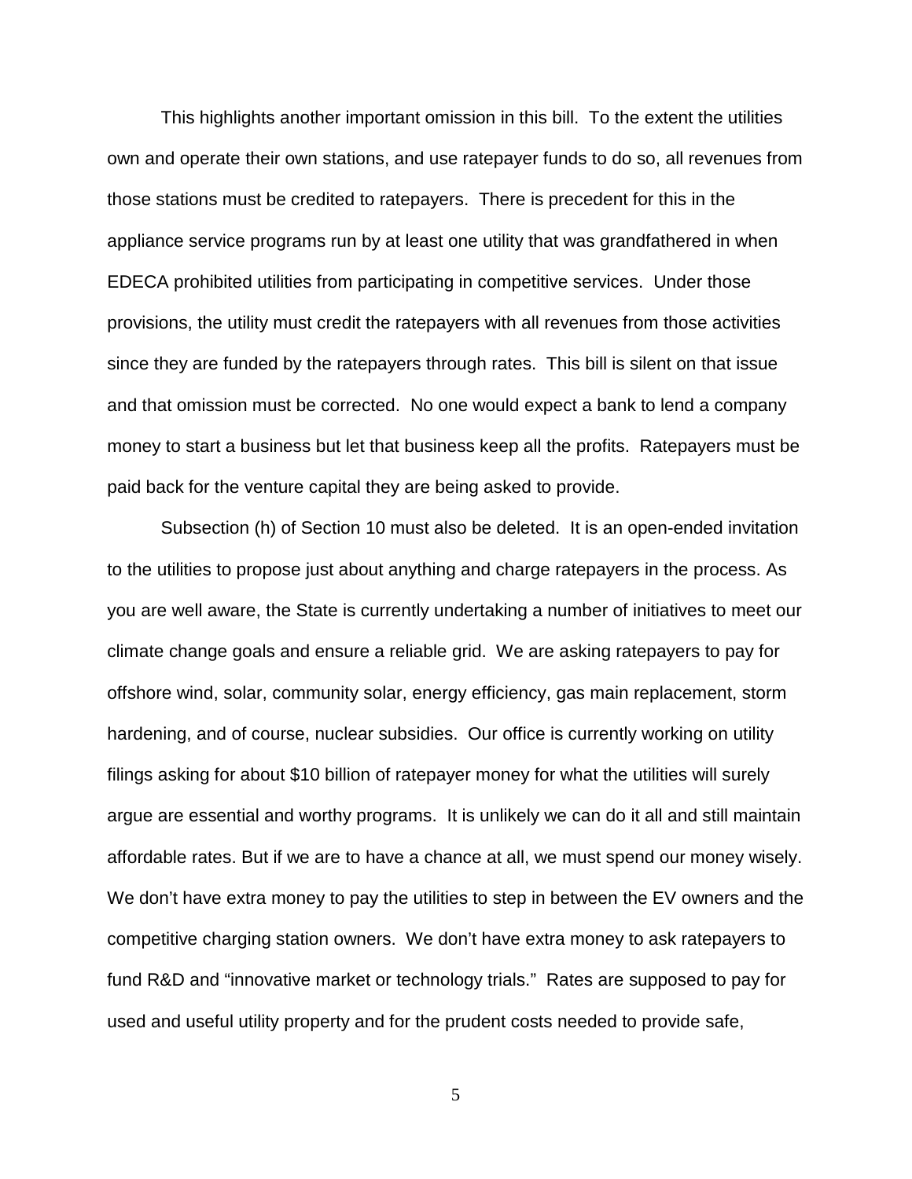This highlights another important omission in this bill. To the extent the utilities own and operate their own stations, and use ratepayer funds to do so, all revenues from those stations must be credited to ratepayers. There is precedent for this in the appliance service programs run by at least one utility that was grandfathered in when EDECA prohibited utilities from participating in competitive services. Under those provisions, the utility must credit the ratepayers with all revenues from those activities since they are funded by the ratepayers through rates. This bill is silent on that issue and that omission must be corrected. No one would expect a bank to lend a company money to start a business but let that business keep all the profits. Ratepayers must be paid back for the venture capital they are being asked to provide.

Subsection (h) of Section 10 must also be deleted. It is an open-ended invitation to the utilities to propose just about anything and charge ratepayers in the process. As you are well aware, the State is currently undertaking a number of initiatives to meet our climate change goals and ensure a reliable grid. We are asking ratepayers to pay for offshore wind, solar, community solar, energy efficiency, gas main replacement, storm hardening, and of course, nuclear subsidies. Our office is currently working on utility filings asking for about $10 billion of ratepayer money for what the utilities will surely argue are essential and worthy programs. It is unlikely we can do it all and still maintain affordable rates. But if we are to have a chance at all, we must spend our money wisely. We don't have extra money to pay the utilities to step in between the EV owners and the competitive charging station owners. We don't have extra money to ask ratepayers to fund R&D and "innovative market or technology trials." Rates are supposed to pay for used and useful utility property and for the prudent costs needed to provide safe,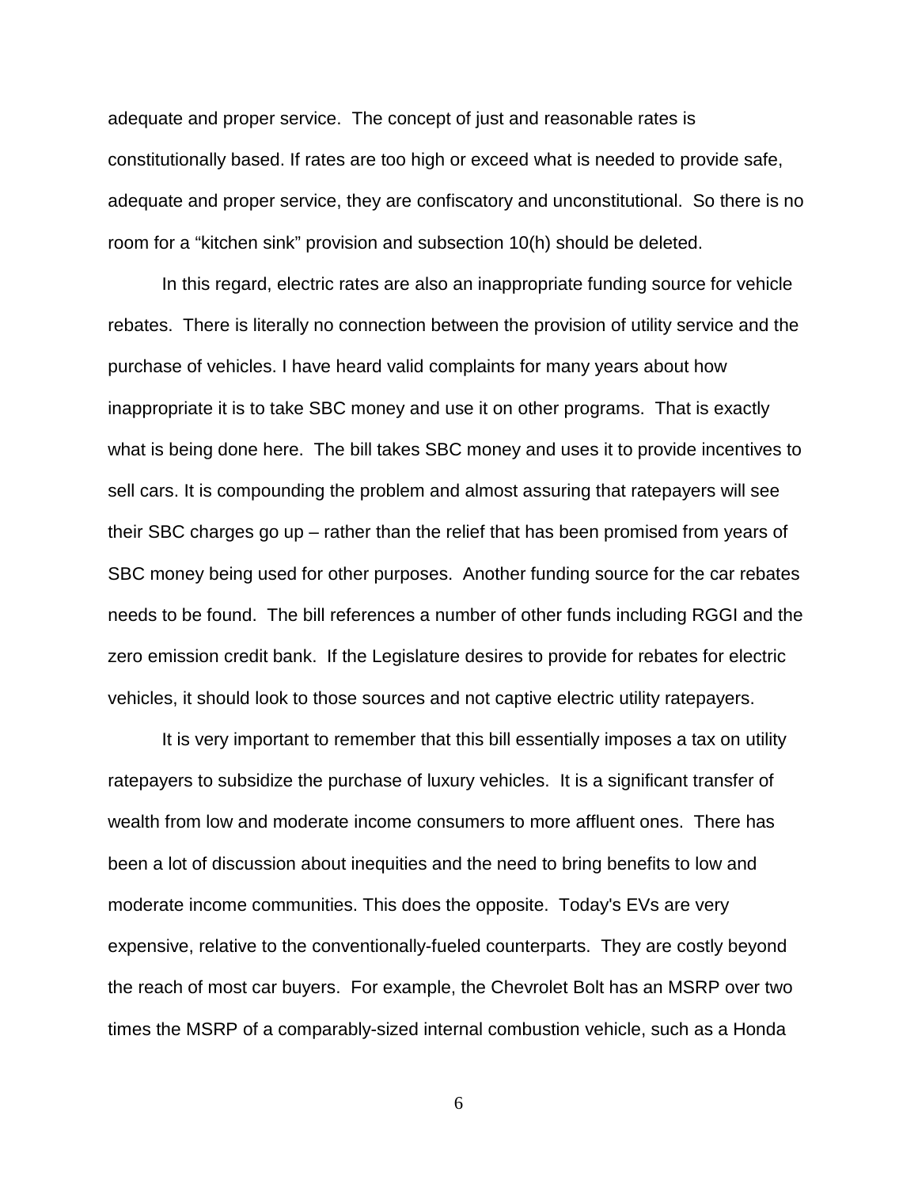adequate and proper service. The concept of just and reasonable rates is constitutionally based. If rates are too high or exceed what is needed to provide safe, adequate and proper service, they are confiscatory and unconstitutional. So there is no room for a "kitchen sink" provision and subsection 10(h) should be deleted.

In this regard, electric rates are also an inappropriate funding source for vehicle rebates. There is literally no connection between the provision of utility service and the purchase of vehicles. I have heard valid complaints for many years about how inappropriate it is to take SBC money and use it on other programs. That is exactly what is being done here. The bill takes SBC money and uses it to provide incentives to sell cars. It is compounding the problem and almost assuring that ratepayers will see their SBC charges go up – rather than the relief that has been promised from years of SBC money being used for other purposes. Another funding source for the car rebates needs to be found. The bill references a number of other funds including RGGI and the zero emission credit bank. If the Legislature desires to provide for rebates for electric vehicles, it should look to those sources and not captive electric utility ratepayers.

It is very important to remember that this bill essentially imposes a tax on utility ratepayers to subsidize the purchase of luxury vehicles. It is a significant transfer of wealth from low and moderate income consumers to more affluent ones. There has been a lot of discussion about inequities and the need to bring benefits to low and moderate income communities. This does the opposite. Today's EVs are very expensive, relative to the conventionally-fueled counterparts. They are costly beyond the reach of most car buyers. For example, the Chevrolet Bolt has an MSRP over two times the MSRP of a comparably-sized internal combustion vehicle, such as a Honda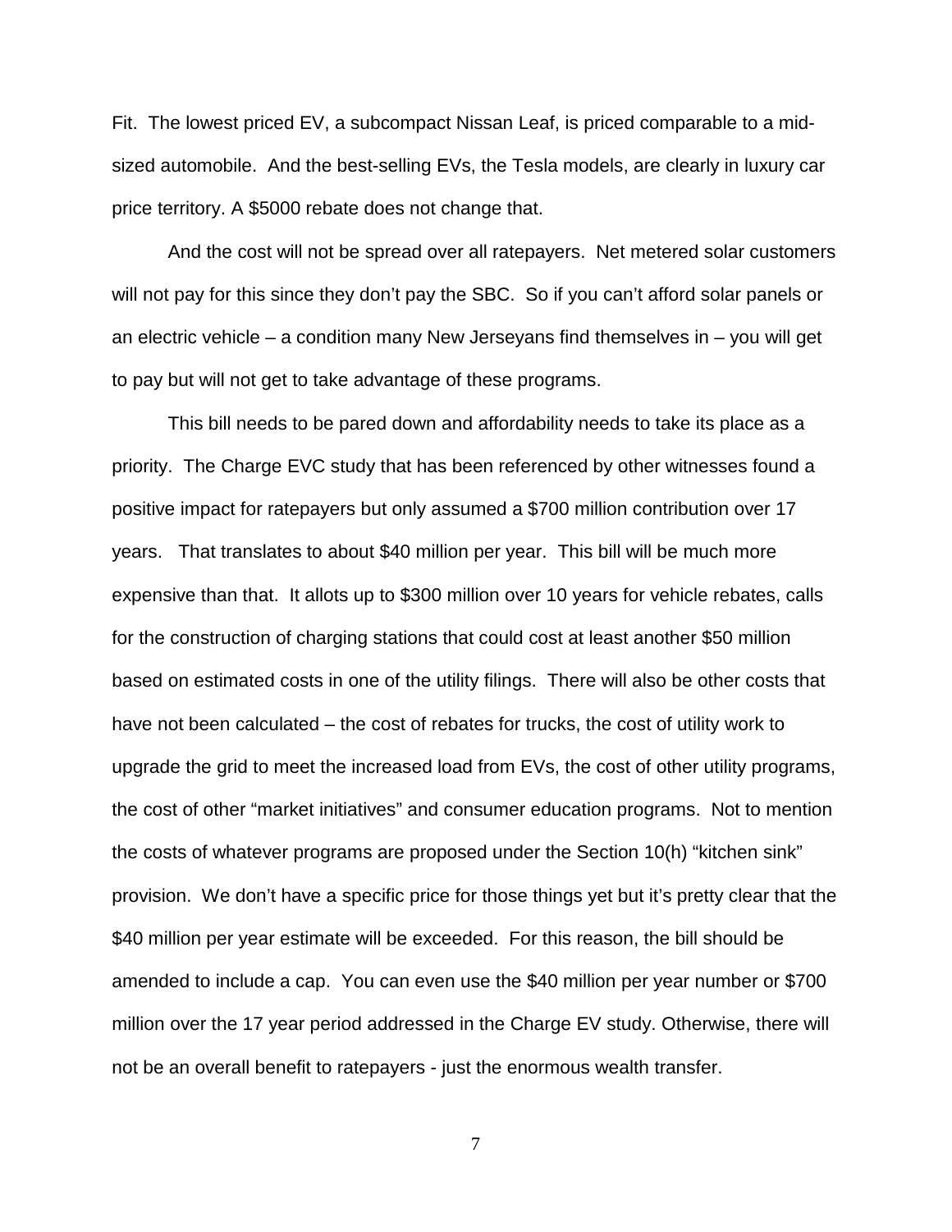Fit. The lowest priced EV, a subcompact Nissan Leaf, is priced comparable to a mid-sized automobile. And the best-selling EVs, the Tesla models, are clearly in luxury car price territory. A $5000 rebate does not change that.

And the cost will not be spread over all ratepayers. Net metered solar customers will not pay for this since they don't pay the SBC. So if you can't afford solar panels or an electric vehicle – a condition many New Jerseyans find themselves in – you will get to pay but will not get to take advantage of these programs.

This bill needs to be pared down and affordability needs to take its place as a priority. The Charge EVC study that has been referenced by other witnesses found a positive impact for ratepayers but only assumed a $700 million contribution over 17 years. That translates to about $40 million per year. This bill will be much more expensive than that. It allots up to $300 million over 10 years for vehicle rebates, calls for the construction of charging stations that could cost at least another $50 million based on estimated costs in one of the utility filings. There will also be other costs that have not been calculated – the cost of rebates for trucks, the cost of utility work to upgrade the grid to meet the increased load from EVs, the cost of other utility programs, the cost of other "market initiatives" and consumer education programs. Not to mention the costs of whatever programs are proposed under the Section 10(h) "kitchen sink" provision. We don't have a specific price for those things yet but it's pretty clear that the $40 million per year estimate will be exceeded. For this reason, the bill should be amended to include a cap. You can even use the $40 million per year number or $700 million over the 17 year period addressed in the Charge EV study. Otherwise, there will not be an overall benefit to ratepayers - just the enormous wealth transfer.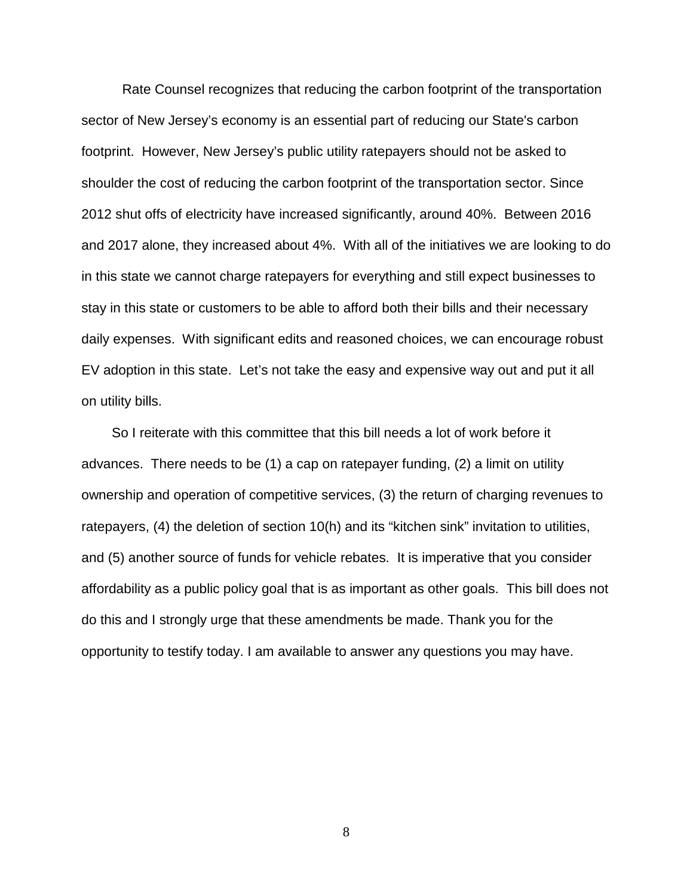Rate Counsel recognizes that reducing the carbon footprint of the transportation sector of New Jersey's economy is an essential part of reducing our State's carbon footprint. However, New Jersey's public utility ratepayers should not be asked to shoulder the cost of reducing the carbon footprint of the transportation sector. Since 2012 shut offs of electricity have increased significantly, around 40%. Between 2016 and 2017 alone, they increased about 4%. With all of the initiatives we are looking to do in this state we cannot charge ratepayers for everything and still expect businesses to stay in this state or customers to be able to afford both their bills and their necessary daily expenses. With significant edits and reasoned choices, we can encourage robust EV adoption in this state. Let's not take the easy and expensive way out and put it all on utility bills.

So I reiterate with this committee that this bill needs a lot of work before it advances. There needs to be (1) a cap on ratepayer funding, (2) a limit on utility ownership and operation of competitive services, (3) the return of charging revenues to ratepayers, (4) the deletion of section 10(h) and its "kitchen sink" invitation to utilities, and (5) another source of funds for vehicle rebates. It is imperative that you consider affordability as a public policy goal that is as important as other goals. This bill does not do this and I strongly urge that these amendments be made. Thank you for the opportunity to testify today. I am available to answer any questions you may have.